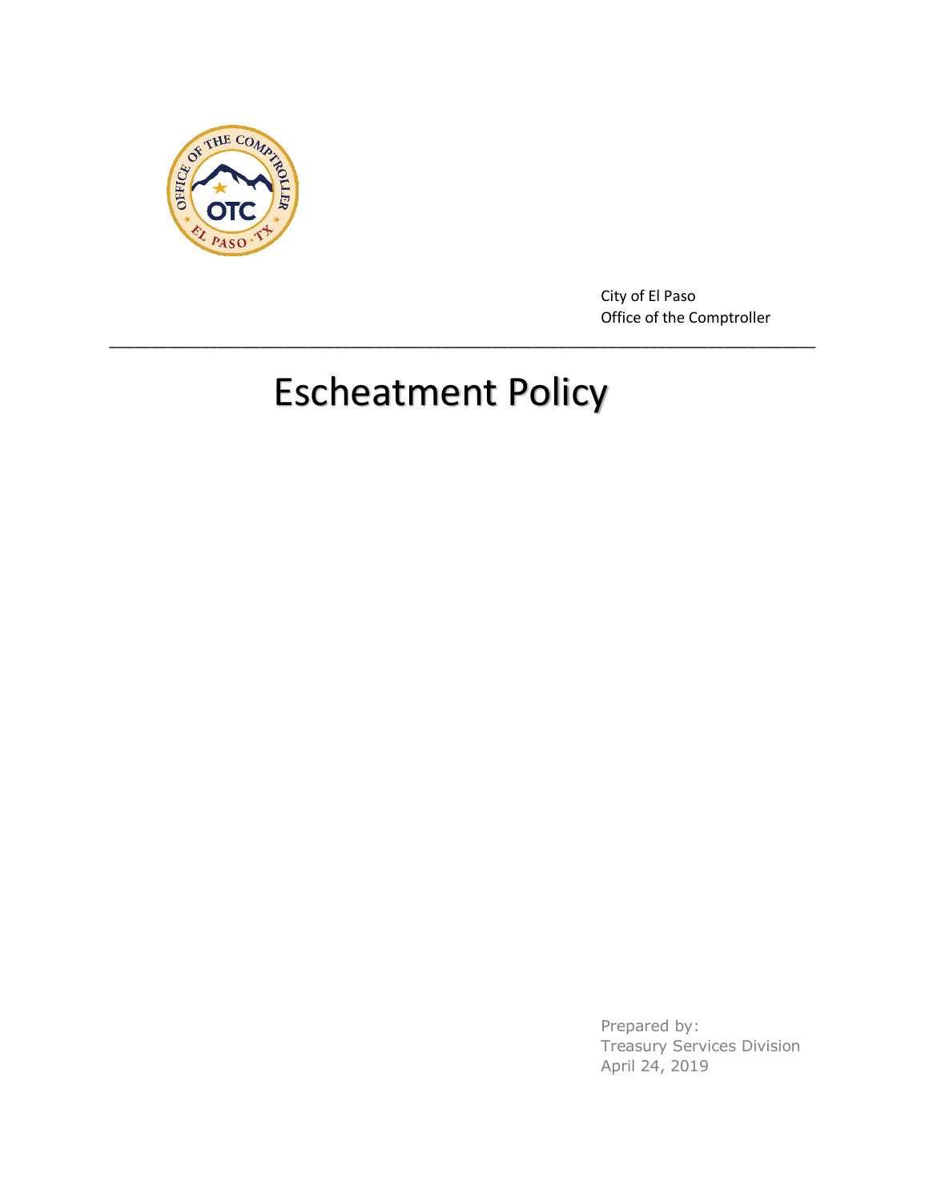City of El Paso
Office of the Comptroller

---

# Escheatment Policy

Prepared by:
Treasury Services Division
April 24, 2019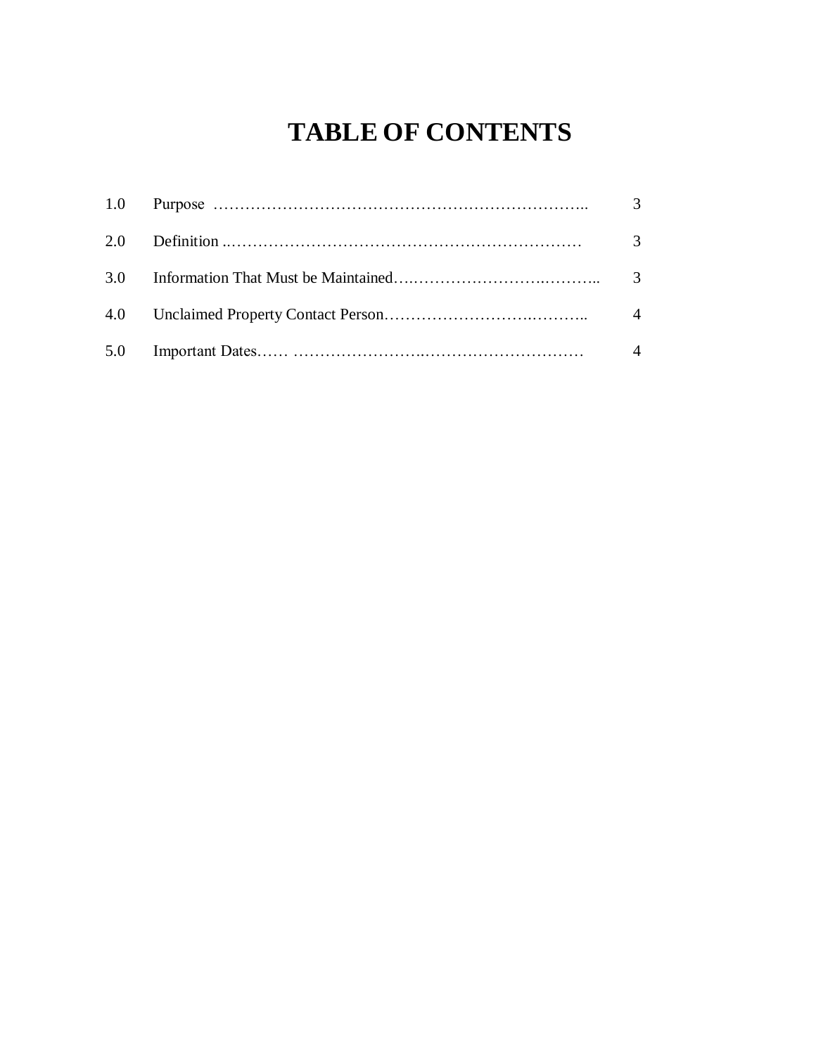# TABLE OF CONTENTS

| | | |
|---|---|---|
| 1.0 | Purpose | 3 |
| 2.0 | Definition | 3 |
| 3.0 | Information That Must be Maintained | 3 |
| 4.0 | Unclaimed Property Contact Person | 4 |
| 5.0 | Important Dates | 4 |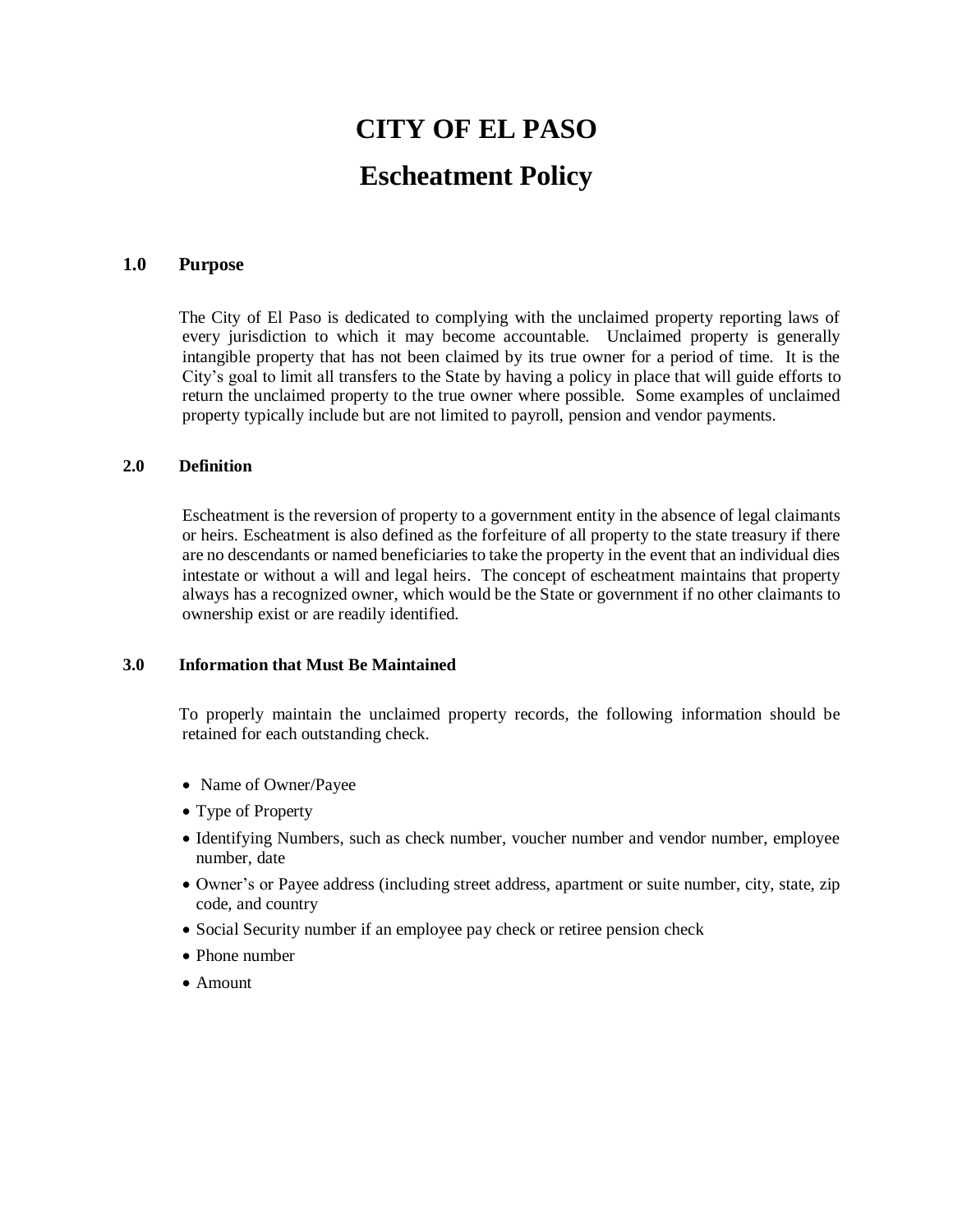# CITY OF EL PASO

# Escheatment Policy

## 1.0 Purpose

The City of El Paso is dedicated to complying with the unclaimed property reporting laws of every jurisdiction to which it may become accountable. Unclaimed property is generally intangible property that has not been claimed by its true owner for a period of time. It is the City's goal to limit all transfers to the State by having a policy in place that will guide efforts to return the unclaimed property to the true owner where possible. Some examples of unclaimed property typically include but are not limited to payroll, pension and vendor payments.

## 2.0 Definition

Escheatment is the reversion of property to a government entity in the absence of legal claimants or heirs. Escheatment is also defined as the forfeiture of all property to the state treasury if there are no descendants or named beneficiaries to take the property in the event that an individual dies intestate or without a will and legal heirs. The concept of escheatment maintains that property always has a recognized owner, which would be the State or government if no other claimants to ownership exist or are readily identified.

## 3.0 Information that Must Be Maintained

To properly maintain the unclaimed property records, the following information should be retained for each outstanding check.

- Name of Owner/Payee
- Type of Property
- Identifying Numbers, such as check number, voucher number and vendor number, employee number, date
- Owner's or Payee address (including street address, apartment or suite number, city, state, zip code, and country
- Social Security number if an employee pay check or retiree pension check
- Phone number
- Amount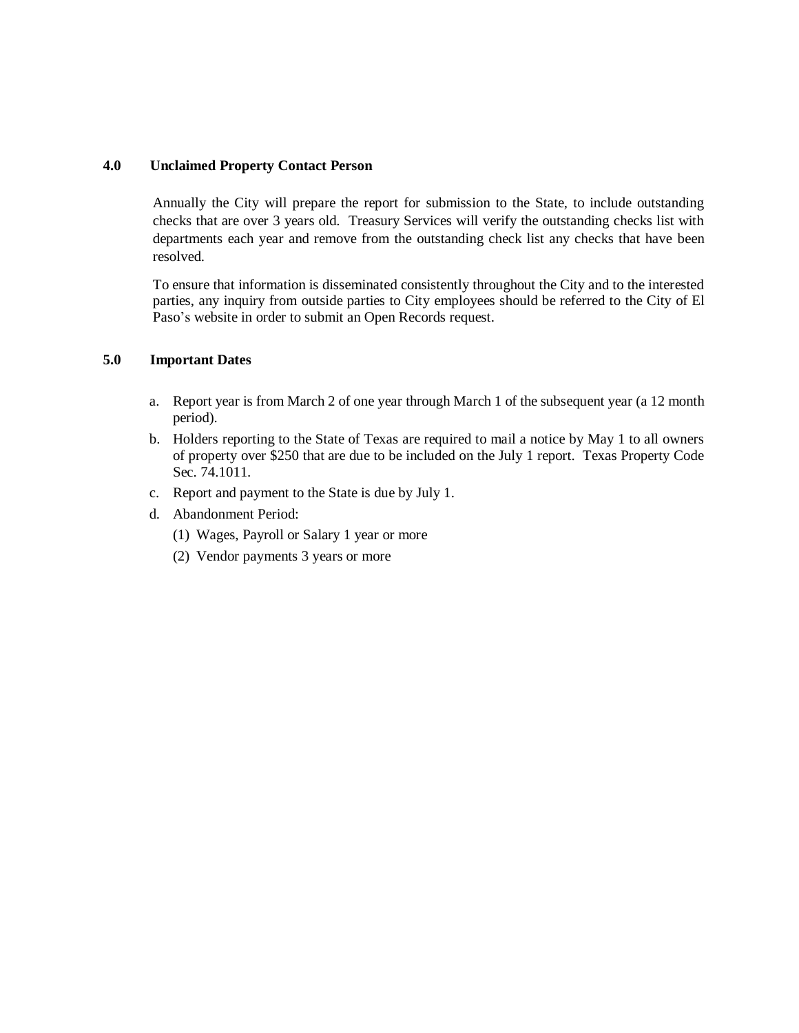## 4.0 Unclaimed Property Contact Person

Annually the City will prepare the report for submission to the State, to include outstanding checks that are over 3 years old. Treasury Services will verify the outstanding checks list with departments each year and remove from the outstanding check list any checks that have been resolved.

To ensure that information is disseminated consistently throughout the City and to the interested parties, any inquiry from outside parties to City employees should be referred to the City of El Paso's website in order to submit an Open Records request.

## 5.0 Important Dates

a. Report year is from March 2 of one year through March 1 of the subsequent year (a 12 month period).

b. Holders reporting to the State of Texas are required to mail a notice by May 1 to all owners of property over $250 that are due to be included on the July 1 report. Texas Property Code Sec. 74.1011.

c. Report and payment to the State is due by July 1.

d. Abandonment Period:

   (1) Wages, Payroll or Salary 1 year or more

   (2) Vendor payments 3 years or more